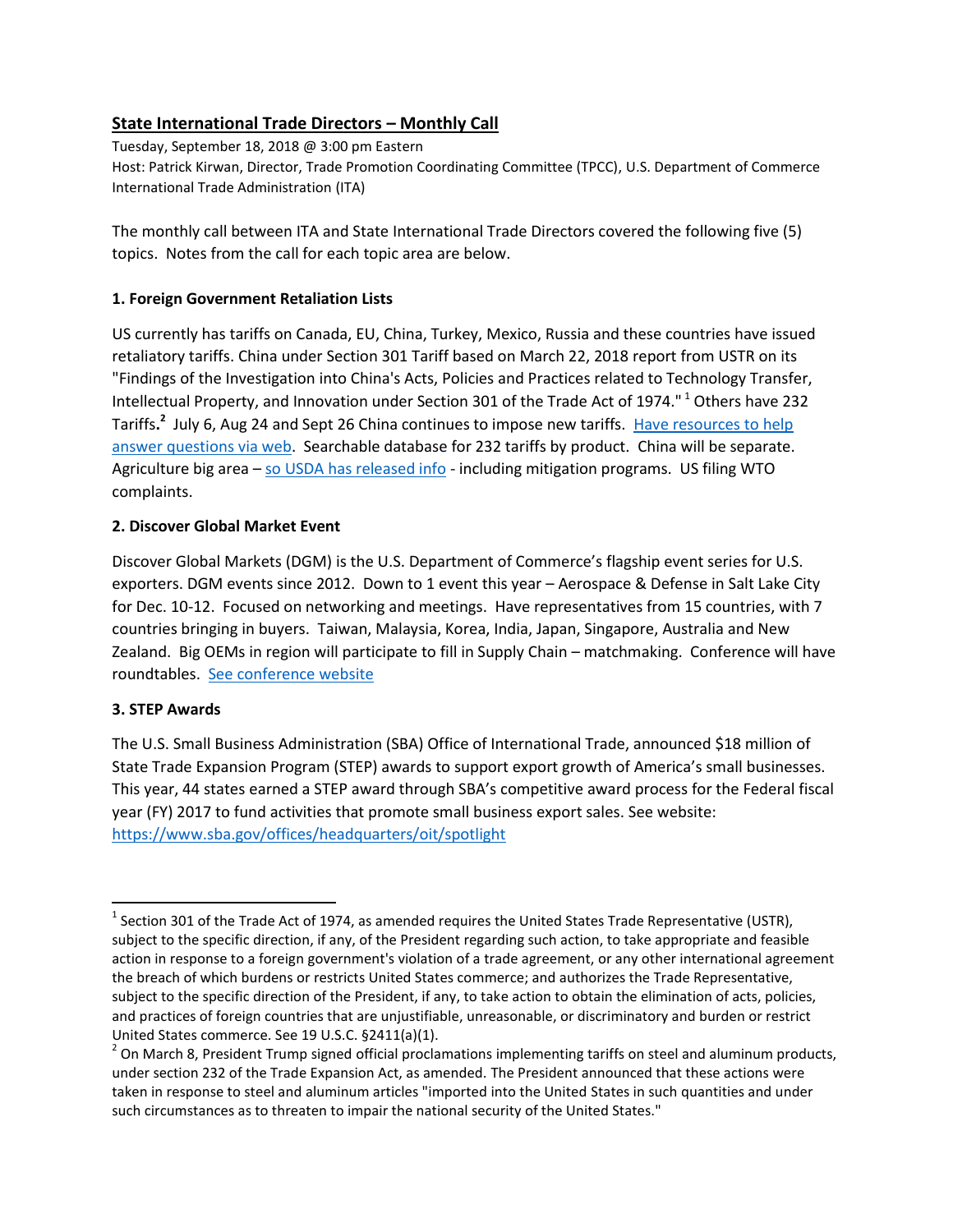## State International Trade Directors – Monthly Call

Tuesday, September 18, 2018 @ 3:00 pm Eastern
Host: Patrick Kirwan, Director, Trade Promotion Coordinating Committee (TPCC), U.S. Department of Commerce International Trade Administration (ITA)

The monthly call between ITA and State International Trade Directors covered the following five (5) topics. Notes from the call for each topic area are below.

### 1. Foreign Government Retaliation Lists

US currently has tariffs on Canada, EU, China, Turkey, Mexico, Russia and these countries have issued retaliatory tariffs. China under Section 301 Tariff based on March 22, 2018 report from USTR on its "Findings of the Investigation into China's Acts, Policies and Practices related to Technology Transfer, Intellectual Property, and Innovation under Section 301 of the Trade Act of 1974." [1] Others have 232 Tariffs**.**[2] July 6, Aug 24 and Sept 26 China continues to impose new tariffs. Have resources to help answer questions via web. Searchable database for 232 tariffs by product. China will be separate. Agriculture big area – so USDA has released info - including mitigation programs. US filing WTO complaints.

### 2. Discover Global Market Event

Discover Global Markets (DGM) is the U.S. Department of Commerce's flagship event series for U.S. exporters. DGM events since 2012. Down to 1 event this year – Aerospace & Defense in Salt Lake City for Dec. 10-12. Focused on networking and meetings. Have representatives from 15 countries, with 7 countries bringing in buyers. Taiwan, Malaysia, Korea, India, Japan, Singapore, Australia and New Zealand. Big OEMs in region will participate to fill in Supply Chain – matchmaking. Conference will have roundtables. See conference website

### 3. STEP Awards

The U.S. Small Business Administration (SBA) Office of International Trade, announced $18 million of State Trade Expansion Program (STEP) awards to support export growth of America's small businesses. This year, 44 states earned a STEP award through SBA's competitive award process for the Federal fiscal year (FY) 2017 to fund activities that promote small business export sales. See website: https://www.sba.gov/offices/headquarters/oit/spotlight

---

[1] Section 301 of the Trade Act of 1974, as amended requires the United States Trade Representative (USTR), subject to the specific direction, if any, of the President regarding such action, to take appropriate and feasible action in response to a foreign government's violation of a trade agreement, or any other international agreement the breach of which burdens or restricts United States commerce; and authorizes the Trade Representative, subject to the specific direction of the President, if any, to take action to obtain the elimination of acts, policies, and practices of foreign countries that are unjustifiable, unreasonable, or discriminatory and burden or restrict United States commerce. See 19 U.S.C. §2411(a)(1).

[2] On March 8, President Trump signed official proclamations implementing tariffs on steel and aluminum products, under section 232 of the Trade Expansion Act, as amended. The President announced that these actions were taken in response to steel and aluminum articles "imported into the United States in such quantities and under such circumstances as to threaten to impair the national security of the United States."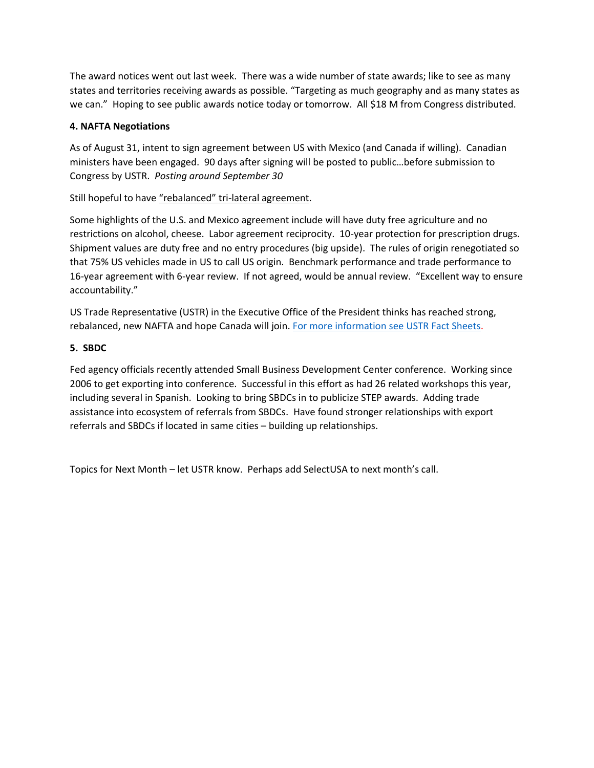The award notices went out last week. There was a wide number of state awards; like to see as many states and territories receiving awards as possible. "Targeting as much geography and as many states as we can." Hoping to see public awards notice today or tomorrow. All $18 M from Congress distributed.

**4. NAFTA Negotiations**

As of August 31, intent to sign agreement between US with Mexico (and Canada if willing). Canadian ministers have been engaged. 90 days after signing will be posted to public…before submission to Congress by USTR. *Posting around September 30*

Still hopeful to have "rebalanced" tri-lateral agreement.

Some highlights of the U.S. and Mexico agreement include will have duty free agriculture and no restrictions on alcohol, cheese. Labor agreement reciprocity. 10-year protection for prescription drugs. Shipment values are duty free and no entry procedures (big upside). The rules of origin renegotiated so that 75% US vehicles made in US to call US origin. Benchmark performance and trade performance to 16-year agreement with 6-year review. If not agreed, would be annual review. "Excellent way to ensure accountability."

US Trade Representative (USTR) in the Executive Office of the President thinks has reached strong, rebalanced, new NAFTA and hope Canada will join. For more information see USTR Fact Sheets.

**5. SBDC**

Fed agency officials recently attended Small Business Development Center conference. Working since 2006 to get exporting into conference. Successful in this effort as had 26 related workshops this year, including several in Spanish. Looking to bring SBDCs in to publicize STEP awards. Adding trade assistance into ecosystem of referrals from SBDCs. Have found stronger relationships with export referrals and SBDCs if located in same cities – building up relationships.

Topics for Next Month – let USTR know. Perhaps add SelectUSA to next month's call.